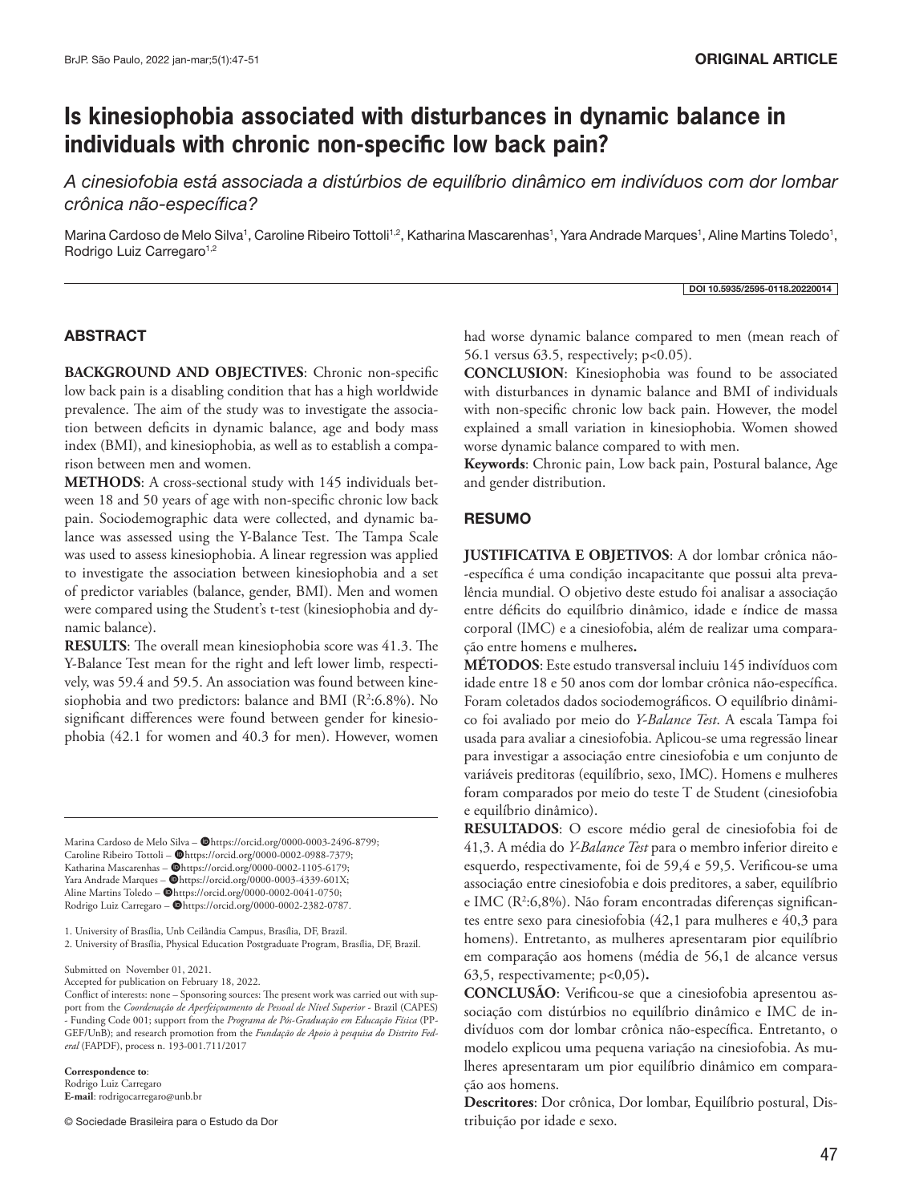ORIGINAL ARTICLE

# Is kinesiophobia associated with disturbances in dynamic balance in individuals with chronic non-specific low back pain?

*A cinesiofobia está associada a distúrbios de equilíbrio dinâmico em indivíduos com dor lombar crônica não-específica?*

Marina Cardoso de Melo Silva[1], Caroline Ribeiro Tottoli[1,2], Katharina Mascarenhas[1], Yara Andrade Marques[1], Aline Martins Toledo[1], Rodrigo Luiz Carregaro[1,2]

DOI 10.5935/2595-0118.20220014

## ABSTRACT

**BACKGROUND AND OBJECTIVES**: Chronic non-specific low back pain is a disabling condition that has a high worldwide prevalence. The aim of the study was to investigate the association between deficits in dynamic balance, age and body mass index (BMI), and kinesiophobia, as well as to establish a comparison between men and women.

**METHODS**: A cross-sectional study with 145 individuals between 18 and 50 years of age with non-specific chronic low back pain. Sociodemographic data were collected, and dynamic balance was assessed using the Y-Balance Test. The Tampa Scale was used to assess kinesiophobia. A linear regression was applied to investigate the association between kinesiophobia and a set of predictor variables (balance, gender, BMI). Men and women were compared using the Student's t-test (kinesiophobia and dynamic balance).

**RESULTS**: The overall mean kinesiophobia score was 41.3. The Y-Balance Test mean for the right and left lower limb, respectively, was 59.4 and 59.5. An association was found between kinesiophobia and two predictors: balance and BMI ($R^2$:6.8%). No significant differences were found between gender for kinesiophobia (42.1 for women and 40.3 for men). However, women had worse dynamic balance compared to men (mean reach of 56.1 versus 63.5, respectively; $p<0.05$).

**CONCLUSION**: Kinesiophobia was found to be associated with disturbances in dynamic balance and BMI of individuals with non-specific chronic low back pain. However, the model explained a small variation in kinesiophobia. Women showed worse dynamic balance compared to with men.

**Keywords**: Chronic pain, Low back pain, Postural balance, Age and gender distribution.

## RESUMO

**JUSTIFICATIVA E OBJETIVOS**: A dor lombar crônica não-específica é uma condição incapacitante que possui alta prevalência mundial. O objetivo deste estudo foi analisar a associação entre déficits do equilíbrio dinâmico, idade e índice de massa corporal (IMC) e a cinesiofobia, além de realizar uma comparação entre homens e mulheres.

**MÉTODOS**: Este estudo transversal incluiu 145 indivíduos com idade entre 18 e 50 anos com dor lombar crônica não-específica. Foram coletados dados sociodemográficos. O equilíbrio dinâmico foi avaliado por meio do *Y-Balance Test*. A escala Tampa foi usada para avaliar a cinesiofobia. Aplicou-se uma regressão linear para investigar a associação entre cinesiofobia e um conjunto de variáveis preditoras (equilíbrio, sexo, IMC). Homens e mulheres foram comparados por meio do teste T de Student (cinesiofobia e equilíbrio dinâmico).

**RESULTADOS**: O escore médio geral de cinesiofobia foi de 41,3. A média do *Y-Balance Test* para o membro inferior direito e esquerdo, respectivamente, foi de 59,4 e 59,5. Verificou-se uma associação entre cinesiofobia e dois preditores, a saber, equilíbrio e IMC ($R^2$:6,8%). Não foram encontradas diferenças significantes entre sexo para cinesiofobia (42,1 para mulheres e 40,3 para homens). Entretanto, as mulheres apresentaram pior equilíbrio em comparação aos homens (média de 56,1 de alcance versus 63,5, respectivamente; $p<0,05$).

**CONCLUSÃO**: Verificou-se que a cinesiofobia apresentou associação com distúrbios no equilíbrio dinâmico e IMC de indivíduos com dor lombar crônica não-específica. Entretanto, o modelo explicou uma pequena variação na cinesiofobia. As mulheres apresentaram um pior equilíbrio dinâmico em comparação aos homens.

**Descritores**: Dor crônica, Dor lombar, Equilíbrio postural, Distribuição por idade e sexo.

---

Marina Cardoso de Melo Silva – https://orcid.org/0000-0003-2496-8799;
Caroline Ribeiro Tottoli – https://orcid.org/0000-0002-0988-7379;
Katharina Mascarenhas – https://orcid.org/0000-0002-1105-6179;
Yara Andrade Marques – https://orcid.org/0000-0003-4339-601X;
Aline Martins Toledo – https://orcid.org/0000-0002-0041-0750;
Rodrigo Luiz Carregaro – https://orcid.org/0000-0002-2382-0787.

1. University of Brasília, Unb Ceilândia Campus, Brasília, DF, Brazil.
2. University of Brasília, Physical Education Postgraduate Program, Brasília, DF, Brazil.

Submitted on November 01, 2021.
Accepted for publication on February 18, 2022.
Conflict of interests: none – Sponsoring sources: The present work was carried out with support from the *Coordenação de Aperfeiçoamento de Pessoal de Nível Superior* - Brazil (CAPES) - Funding Code 001; support from the *Programa de Pós-Graduação em Educação Física* (PPGEF/UnB); and research promotion from the *Fundação de Apoio à pesquisa do Distrito Federal* (FAPDF), process n. 193-001.711/2017

**Correspondence to**:
Rodrigo Luiz Carregaro
**E-mail**: rodrigocarregaro@unb.br

© Sociedade Brasileira para o Estudo da Dor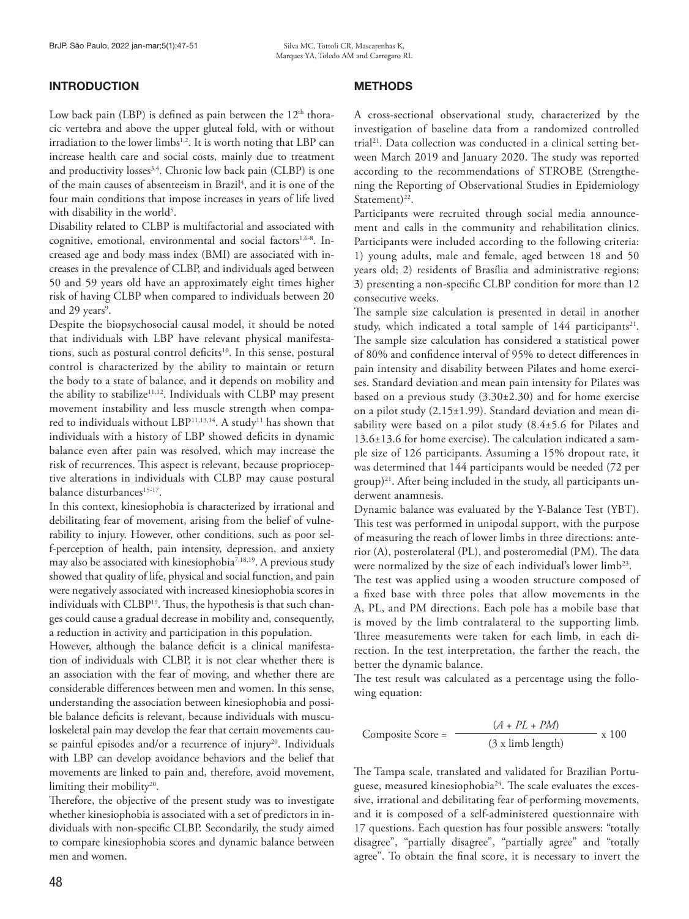## INTRODUCTION

Low back pain (LBP) is defined as pain between the 12th thoracic vertebra and above the upper gluteal fold, with or without irradiation to the lower limbs[1,2]. It is worth noting that LBP can increase health care and social costs, mainly due to treatment and productivity losses[3,4]. Chronic low back pain (CLBP) is one of the main causes of absenteeism in Brazil[4], and it is one of the four main conditions that impose increases in years of life lived with disability in the world[5].

Disability related to CLBP is multifactorial and associated with cognitive, emotional, environmental and social factors[1,6-8]. Increased age and body mass index (BMI) are associated with increases in the prevalence of CLBP, and individuals aged between 50 and 59 years old have an approximately eight times higher risk of having CLBP when compared to individuals between 20 and 29 years[9].

Despite the biopsychosocial causal model, it should be noted that individuals with LBP have relevant physical manifestations, such as postural control deficits[10]. In this sense, postural control is characterized by the ability to maintain or return the body to a state of balance, and it depends on mobility and the ability to stabilize[11,12]. Individuals with CLBP may present movement instability and less muscle strength when compared to individuals without LBP[11,13,14]. A study[11] has shown that individuals with a history of LBP showed deficits in dynamic balance even after pain was resolved, which may increase the risk of recurrences. This aspect is relevant, because proprioceptive alterations in individuals with CLBP may cause postural balance disturbances[15-17].

In this context, kinesiophobia is characterized by irrational and debilitating fear of movement, arising from the belief of vulnerability to injury. However, other conditions, such as poor self-perception of health, pain intensity, depression, and anxiety may also be associated with kinesiophobia[7,18,19]. A previous study showed that quality of life, physical and social function, and pain were negatively associated with increased kinesiophobia scores in individuals with CLBP[19]. Thus, the hypothesis is that such changes could cause a gradual decrease in mobility and, consequently, a reduction in activity and participation in this population.

However, although the balance deficit is a clinical manifestation of individuals with CLBP, it is not clear whether there is an association with the fear of moving, and whether there are considerable differences between men and women. In this sense, understanding the association between kinesiophobia and possible balance deficits is relevant, because individuals with musculoskeletal pain may develop the fear that certain movements cause painful episodes and/or a recurrence of injury[20]. Individuals with LBP can develop avoidance behaviors and the belief that movements are linked to pain and, therefore, avoid movement, limiting their mobility[20].

Therefore, the objective of the present study was to investigate whether kinesiophobia is associated with a set of predictors in individuals with non-specific CLBP. Secondarily, the study aimed to compare kinesiophobia scores and dynamic balance between men and women.

## METHODS

A cross-sectional observational study, characterized by the investigation of baseline data from a randomized controlled trial[21]. Data collection was conducted in a clinical setting between March 2019 and January 2020. The study was reported according to the recommendations of STROBE (Strengthening the Reporting of Observational Studies in Epidemiology Statement)[22].

Participants were recruited through social media announcement and calls in the community and rehabilitation clinics. Participants were included according to the following criteria: 1) young adults, male and female, aged between 18 and 50 years old; 2) residents of Brasília and administrative regions; 3) presenting a non-specific CLBP condition for more than 12 consecutive weeks.

The sample size calculation is presented in detail in another study, which indicated a total sample of 144 participants[21]. The sample size calculation has considered a statistical power of 80% and confidence interval of 95% to detect differences in pain intensity and disability between Pilates and home exercises. Standard deviation and mean pain intensity for Pilates was based on a previous study (3.30±2.30) and for home exercise on a pilot study (2.15±1.99). Standard deviation and mean disability were based on a pilot study (8.4±5.6 for Pilates and 13.6±13.6 for home exercise). The calculation indicated a sample size of 126 participants. Assuming a 15% dropout rate, it was determined that 144 participants would be needed (72 per group)[21]. After being included in the study, all participants underwent anamnesis.

Dynamic balance was evaluated by the Y-Balance Test (YBT). This test was performed in unipodal support, with the purpose of measuring the reach of lower limbs in three directions: anterior (A), posterolateral (PL), and posteromedial (PM). The data were normalized by the size of each individual's lower limb[23].

The test was applied using a wooden structure composed of a fixed base with three poles that allow movements in the A, PL, and PM directions. Each pole has a mobile base that is moved by the limb contralateral to the supporting limb. Three measurements were taken for each limb, in each direction. In the test interpretation, the farther the reach, the better the dynamic balance.

The test result was calculated as a percentage using the following equation:

$$\text{Composite Score} = \frac{(A + PL + PM)}{(3 \times \text{limb length})} \times 100$$

The Tampa scale, translated and validated for Brazilian Portuguese, measured kinesiophobia[24]. The scale evaluates the excessive, irrational and debilitating fear of performing movements, and it is composed of a self-administered questionnaire with 17 questions. Each question has four possible answers: "totally disagree", "partially disagree", "partially agree" and "totally agree". To obtain the final score, it is necessary to invert the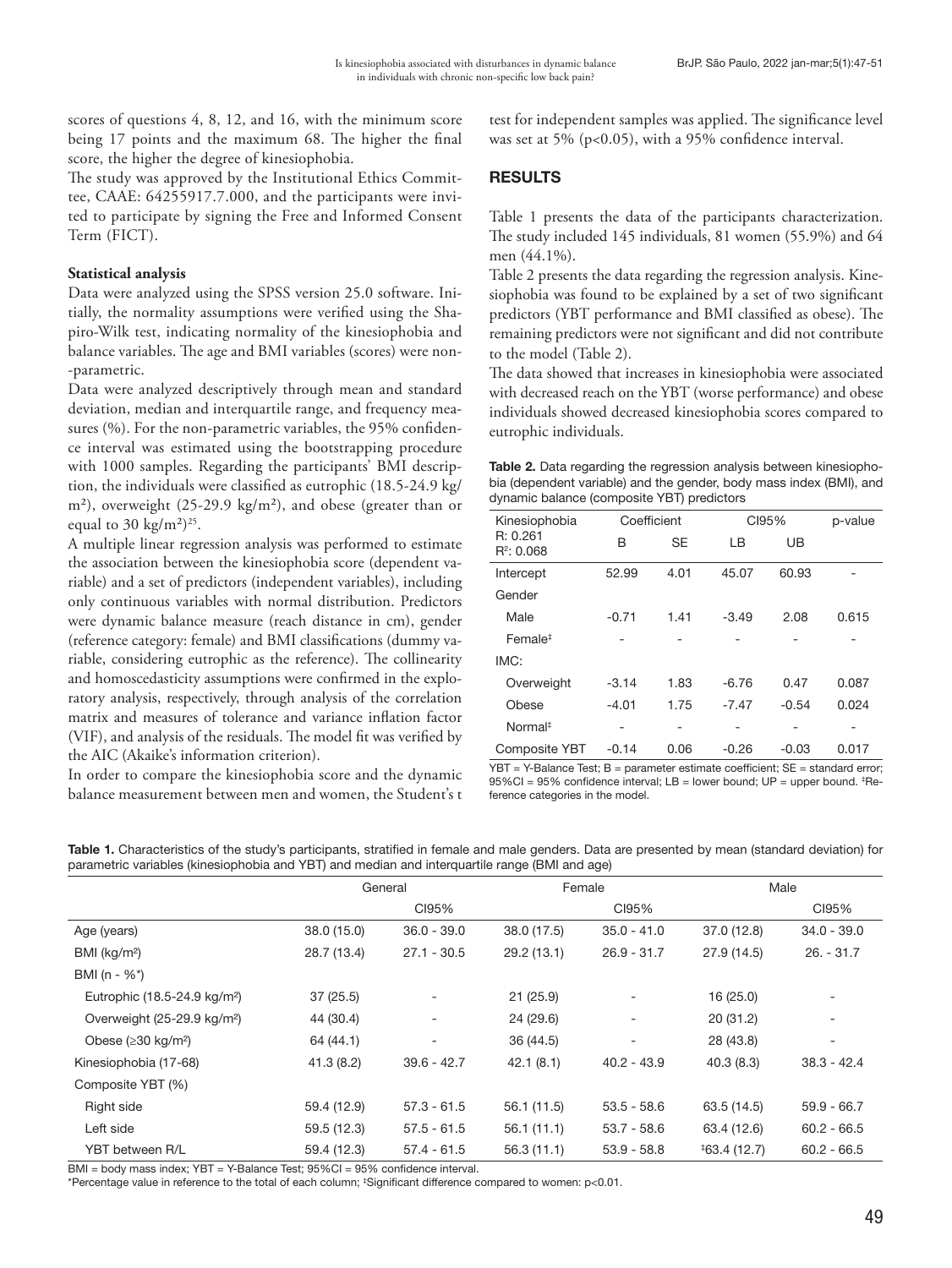scores of questions 4, 8, 12, and 16, with the minimum score being 17 points and the maximum 68. The higher the final score, the higher the degree of kinesiophobia.

The study was approved by the Institutional Ethics Committee, CAAE: 64255917.7.000, and the participants were invited to participate by signing the Free and Informed Consent Term (FICT).

**Statistical analysis**

Data were analyzed using the SPSS version 25.0 software. Initially, the normality assumptions were verified using the Shapiro-Wilk test, indicating normality of the kinesiophobia and balance variables. The age and BMI variables (scores) were non-parametric.

Data were analyzed descriptively through mean and standard deviation, median and interquartile range, and frequency measures (%). For the non-parametric variables, the 95% confidence interval was estimated using the bootstrapping procedure with 1000 samples. Regarding the participants' BMI description, the individuals were classified as eutrophic (18.5-24.9 kg/m²), overweight (25-29.9 kg/m²), and obese (greater than or equal to 30 kg/m²)[25].

A multiple linear regression analysis was performed to estimate the association between the kinesiophobia score (dependent variable) and a set of predictors (independent variables), including only continuous variables with normal distribution. Predictors were dynamic balance measure (reach distance in cm), gender (reference category: female) and BMI classifications (dummy variable, considering eutrophic as the reference). The collinearity and homoscedasticity assumptions were confirmed in the exploratory analysis, respectively, through analysis of the correlation matrix and measures of tolerance and variance inflation factor (VIF), and analysis of the residuals. The model fit was verified by the AIC (Akaike's information criterion).

In order to compare the kinesiophobia score and the dynamic balance measurement between men and women, the Student's t test for independent samples was applied. The significance level was set at 5% ($p<0.05$), with a 95% confidence interval.

## RESULTS

Table 1 presents the data of the participants characterization. The study included 145 individuals, 81 women (55.9%) and 64 men (44.1%).

Table 2 presents the data regarding the regression analysis. Kinesiophobia was found to be explained by a set of two significant predictors (YBT performance and BMI classified as obese). The remaining predictors were not significant and did not contribute to the model (Table 2).

The data showed that increases in kinesiophobia were associated with decreased reach on the YBT (worse performance) and obese individuals showed decreased kinesiophobia scores compared to eutrophic individuals.

**Table 2.** Data regarding the regression analysis between kinesiophobia (dependent variable) and the gender, body mass index (BMI), and dynamic balance (composite YBT) predictors

| Kinesiophobia R: 0.261 $R^2$: 0.068 | Coefficient | | CI95% | | p-value |
|---|---|---|---|---|---|
| | B | SE | LB | UB | |
| Intercept | 52.99 | 4.01 | 45.07 | 60.93 | - |
| Gender | | | | | |
| Male | -0.71 | 1.41 | -3.49 | 2.08 | 0.615 |
| Female‡ | - | - | - | - | - |
| IMC: | | | | | |
| Overweight | -3.14 | 1.83 | -6.76 | 0.47 | 0.087 |
| Obese | -4.01 | 1.75 | -7.47 | -0.54 | 0.024 |
| Normal‡ | - | - | - | - | - |
| Composite YBT | -0.14 | 0.06 | -0.26 | -0.03 | 0.017 |

YBT = Y-Balance Test; B = parameter estimate coefficient; SE = standard error; 95%CI = 95% confidence interval; LB = lower bound; UP = upper bound. ‡Reference categories in the model.

**Table 1.** Characteristics of the study's participants, stratified in female and male genders. Data are presented by mean (standard deviation) for parametric variables (kinesiophobia and YBT) and median and interquartile range (BMI and age)

| | General | | Female | | Male | |
|---|---|---|---|---|---|---|
| | | CI95% | | CI95% | | CI95% |
| Age (years) | 38.0 (15.0) | 36.0 - 39.0 | 38.0 (17.5) | 35.0 - 41.0 | 37.0 (12.8) | 34.0 - 39.0 |
| BMI (kg/m²) | 28.7 (13.4) | 27.1 - 30.5 | 29.2 (13.1) | 26.9 - 31.7 | 27.9 (14.5) | 26. - 31.7 |
| BMI (n - %*) | | | | | | |
| Eutrophic (18.5-24.9 kg/m²) | 37 (25.5) | - | 21 (25.9) | - | 16 (25.0) | - |
| Overweight (25-29.9 kg/m²) | 44 (30.4) | - | 24 (29.6) | - | 20 (31.2) | - |
| Obese (≥30 kg/m²) | 64 (44.1) | - | 36 (44.5) | - | 28 (43.8) | - |
| Kinesiophobia (17-68) | 41.3 (8.2) | 39.6 - 42.7 | 42.1 (8.1) | 40.2 - 43.9 | 40.3 (8.3) | 38.3 - 42.4 |
| Composite YBT (%) | | | | | | |
| Right side | 59.4 (12.9) | 57.3 - 61.5 | 56.1 (11.5) | 53.5 - 58.6 | 63.5 (14.5) | 59.9 - 66.7 |
| Left side | 59.5 (12.3) | 57.5 - 61.5 | 56.1 (11.1) | 53.7 - 58.6 | 63.4 (12.6) | 60.2 - 66.5 |
| YBT between R/L | 59.4 (12.3) | 57.4 - 61.5 | 56.3 (11.1) | 53.9 - 58.8 | ‡63.4 (12.7) | 60.2 - 66.5 |

BMI = body mass index; YBT = Y-Balance Test; 95%CI = 95% confidence interval.
*Percentage value in reference to the total of each column; ‡Significant difference compared to women: $p<0.01$.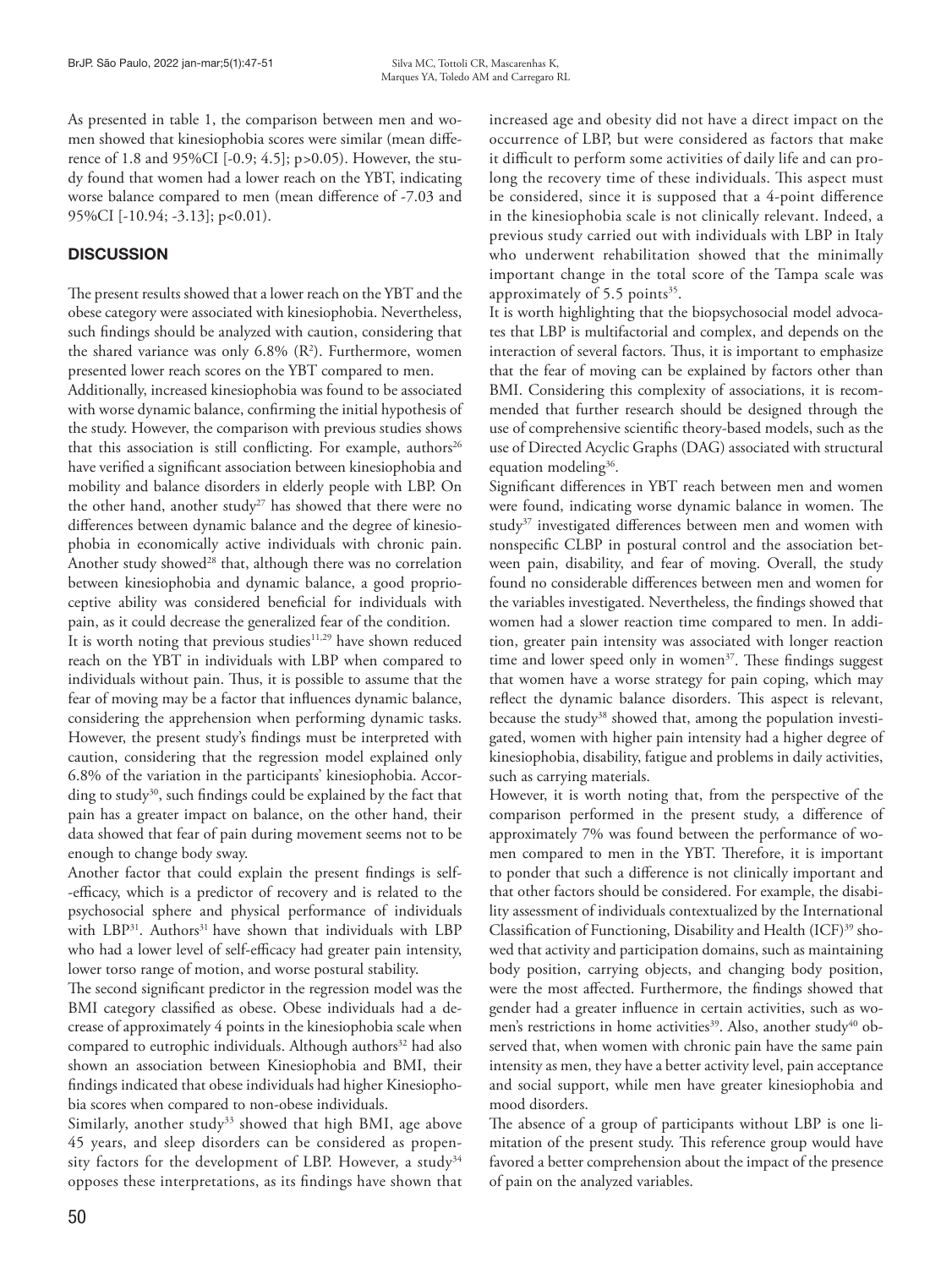As presented in table 1, the comparison between men and women showed that kinesiophobia scores were similar (mean difference of 1.8 and 95%CI [-0.9; 4.5]; $p>0.05$). However, the study found that women had a lower reach on the YBT, indicating worse balance compared to men (mean difference of -7.03 and 95%CI [-10.94; -3.13]; $p<0.01$).

## DISCUSSION

The present results showed that a lower reach on the YBT and the obese category were associated with kinesiophobia. Nevertheless, such findings should be analyzed with caution, considering that the shared variance was only 6.8% ($R^2$). Furthermore, women presented lower reach scores on the YBT compared to men.

Additionally, increased kinesiophobia was found to be associated with worse dynamic balance, confirming the initial hypothesis of the study. However, the comparison with previous studies shows that this association is still conflicting. For example, authors[26] have verified a significant association between kinesiophobia and mobility and balance disorders in elderly people with LBP. On the other hand, another study[27] has showed that there were no differences between dynamic balance and the degree of kinesiophobia in economically active individuals with chronic pain. Another study showed[28] that, although there was no correlation between kinesiophobia and dynamic balance, a good proprioceptive ability was considered beneficial for individuals with pain, as it could decrease the generalized fear of the condition.

It is worth noting that previous studies[11,29] have shown reduced reach on the YBT in individuals with LBP when compared to individuals without pain. Thus, it is possible to assume that the fear of moving may be a factor that influences dynamic balance, considering the apprehension when performing dynamic tasks. However, the present study's findings must be interpreted with caution, considering that the regression model explained only 6.8% of the variation in the participants' kinesiophobia. According to study[30], such findings could be explained by the fact that pain has a greater impact on balance, on the other hand, their data showed that fear of pain during movement seems not to be enough to change body sway.

Another factor that could explain the present findings is self-efficacy, which is a predictor of recovery and is related to the psychosocial sphere and physical performance of individuals with LBP[31]. Authors[31] have shown that individuals with LBP who had a lower level of self-efficacy had greater pain intensity, lower torso range of motion, and worse postural stability.

The second significant predictor in the regression model was the BMI category classified as obese. Obese individuals had a decrease of approximately 4 points in the kinesiophobia scale when compared to eutrophic individuals. Although authors[32] had also shown an association between Kinesiophobia and BMI, their findings indicated that obese individuals had higher Kinesiophobia scores when compared to non-obese individuals.

Similarly, another study[33] showed that high BMI, age above 45 years, and sleep disorders can be considered as propensity factors for the development of LBP. However, a study[34] opposes these interpretations, as its findings have shown that increased age and obesity did not have a direct impact on the occurrence of LBP, but were considered as factors that make it difficult to perform some activities of daily life and can prolong the recovery time of these individuals. This aspect must be considered, since it is supposed that a 4-point difference in the kinesiophobia scale is not clinically relevant. Indeed, a previous study carried out with individuals with LBP in Italy who underwent rehabilitation showed that the minimally important change in the total score of the Tampa scale was approximately of 5.5 points[35].

It is worth highlighting that the biopsychosocial model advocates that LBP is multifactorial and complex, and depends on the interaction of several factors. Thus, it is important to emphasize that the fear of moving can be explained by factors other than BMI. Considering this complexity of associations, it is recommended that further research should be designed through the use of comprehensive scientific theory-based models, such as the use of Directed Acyclic Graphs (DAG) associated with structural equation modeling[36].

Significant differences in YBT reach between men and women were found, indicating worse dynamic balance in women. The study[37] investigated differences between men and women with nonspecific CLBP in postural control and the association between pain, disability, and fear of moving. Overall, the study found no considerable differences between men and women for the variables investigated. Nevertheless, the findings showed that women had a slower reaction time compared to men. In addition, greater pain intensity was associated with longer reaction time and lower speed only in women[37]. These findings suggest that women have a worse strategy for pain coping, which may reflect the dynamic balance disorders. This aspect is relevant, because the study[38] showed that, among the population investigated, women with higher pain intensity had a higher degree of kinesiophobia, disability, fatigue and problems in daily activities, such as carrying materials.

However, it is worth noting that, from the perspective of the comparison performed in the present study, a difference of approximately 7% was found between the performance of women compared to men in the YBT. Therefore, it is important to ponder that such a difference is not clinically important and that other factors should be considered. For example, the disability assessment of individuals contextualized by the International Classification of Functioning, Disability and Health (ICF)[39] showed that activity and participation domains, such as maintaining body position, carrying objects, and changing body position, were the most affected. Furthermore, the findings showed that gender had a greater influence in certain activities, such as women's restrictions in home activities[39]. Also, another study[40] observed that, when women with chronic pain have the same pain intensity as men, they have a better activity level, pain acceptance and social support, while men have greater kinesiophobia and mood disorders.

The absence of a group of participants without LBP is one limitation of the present study. This reference group would have favored a better comprehension about the impact of the presence of pain on the analyzed variables.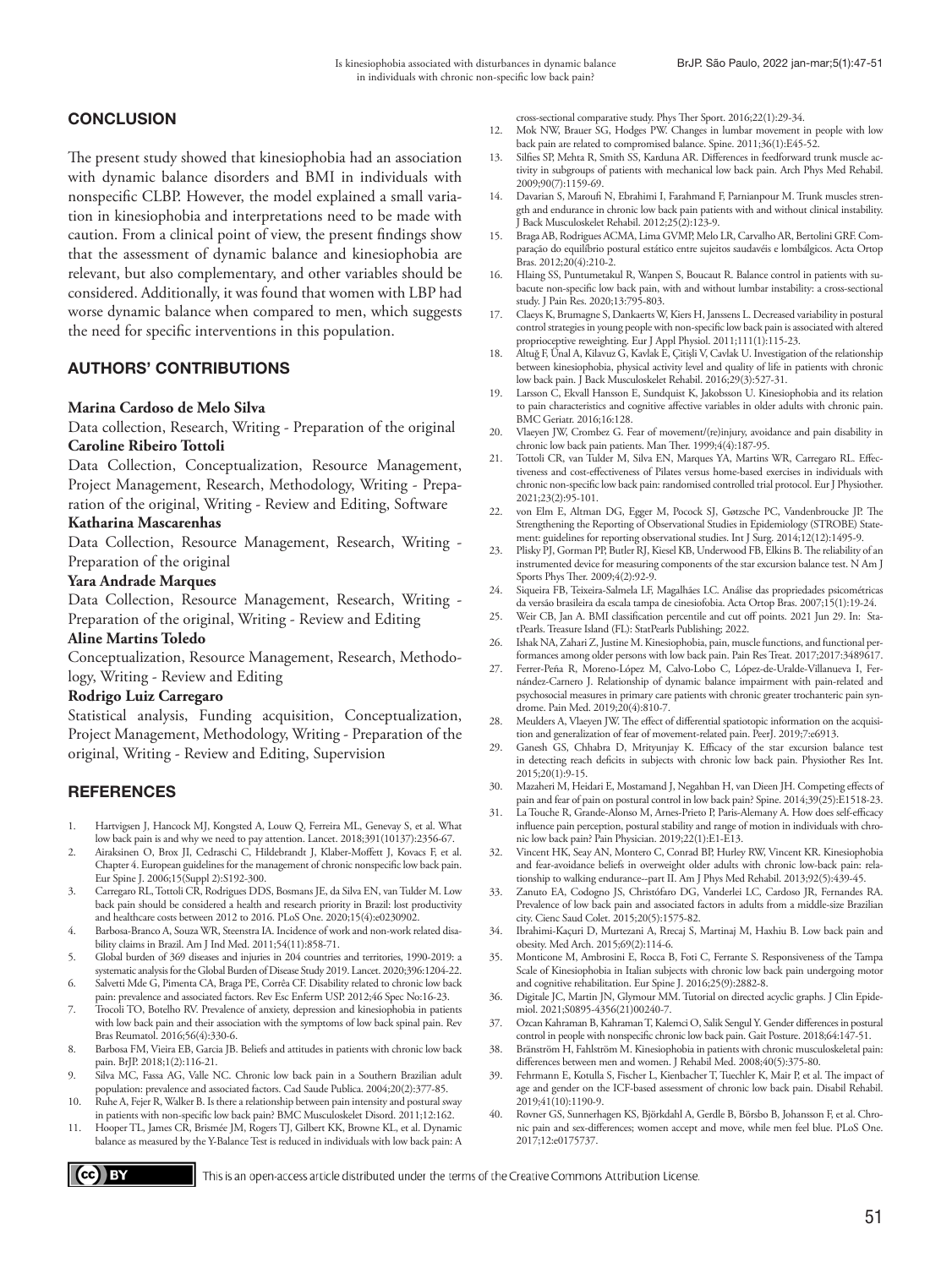## CONCLUSION

The present study showed that kinesiophobia had an association with dynamic balance disorders and BMI in individuals with nonspecific CLBP. However, the model explained a small variation in kinesiophobia and interpretations need to be made with caution. From a clinical point of view, the present findings show that the assessment of dynamic balance and kinesiophobia are relevant, but also complementary, and other variables should be considered. Additionally, it was found that women with LBP had worse dynamic balance when compared to men, which suggests the need for specific interventions in this population.

## AUTHORS' CONTRIBUTIONS

**Marina Cardoso de Melo Silva**
Data collection, Research, Writing - Preparation of the original
**Caroline Ribeiro Tottoli**
Data Collection, Conceptualization, Resource Management, Project Management, Research, Methodology, Writing - Preparation of the original, Writing - Review and Editing, Software
**Katharina Mascarenhas**
Data Collection, Resource Management, Research, Writing - Preparation of the original
**Yara Andrade Marques**
Data Collection, Resource Management, Research, Writing - Preparation of the original, Writing - Review and Editing
**Aline Martins Toledo**
Conceptualization, Resource Management, Research, Methodology, Writing - Review and Editing
**Rodrigo Luiz Carregaro**
Statistical analysis, Funding acquisition, Conceptualization, Project Management, Methodology, Writing - Preparation of the original, Writing - Review and Editing, Supervision

## REFERENCES

1. Hartvigsen J, Hancock MJ, Kongsted A, Louw Q, Ferreira ML, Genevay S, et al. What low back pain is and why we need to pay attention. Lancet. 2018;391(10137):2356-67.
2. Airaksinen O, Brox JI, Cedraschi C, Hildebrandt J, Klaber-Moffett J, Kovacs F, et al. Chapter 4. European guidelines for the management of chronic nonspecific low back pain. Eur Spine J. 2006;15(Suppl 2):S192-300.
3. Carregaro RL, Tottoli CR, Rodrigues DDS, Bosmans JE, da Silva EN, van Tulder M. Low back pain should be considered a health and research priority in Brazil: lost productivity and healthcare costs between 2012 to 2016. PLoS One. 2020;15(4):e0230902.
4. Barbosa-Branco A, Souza WR, Steenstra IA. Incidence of work and non-work related disability claims in Brazil. Am J Ind Med. 2011;54(11):858-71.
5. Global burden of 369 diseases and injuries in 204 countries and territories, 1990-2019: a systematic analysis for the Global Burden of Disease Study 2019. Lancet. 2020;396:1204-22.
6. Salvetti Mde G, Pimenta CA, Braga PE, Corrêa CF. Disability related to chronic low back pain: prevalence and associated factors. Rev Esc Enferm USP. 2012;46 Spec No:16-23.
7. Trocoli TO, Botelho RV. Prevalence of anxiety, depression and kinesiophobia in patients with low back pain and their association with the symptoms of low back spinal pain. Rev Bras Reumatol. 2016;56(4):330-6.
8. Barbosa FM, Vieira EB, Garcia JB. Beliefs and attitudes in patients with chronic low back pain. BrJP. 2018;1(2):116-21.
9. Silva MC, Fassa AG, Valle NC. Chronic low back pain in a Southern Brazilian adult population: prevalence and associated factors. Cad Saude Publica. 2004;20(2):377-85.
10. Ruhe A, Fejer R, Walker B. Is there a relationship between pain intensity and postural sway in patients with non-specific low back pain? BMC Musculoskelet Disord. 2011;12:162.
11. Hooper TL, James CR, Brismée JM, Rogers TJ, Gilbert KK, Browne KL, et al. Dynamic balance as measured by the Y-Balance Test is reduced in individuals with low back pain: A cross-sectional comparative study. Phys Ther Sport. 2016;22(1):29-34.
12. Mok NW, Brauer SG, Hodges PW. Changes in lumbar movement in people with low back pain are related to compromised balance. Spine. 2011;36(1):E45-52.
13. Silfies SP, Mehta R, Smith SS, Karduna AR. Differences in feedforward trunk muscle activity in subgroups of patients with mechanical low back pain. Arch Phys Med Rehabil. 2009;90(7):1159-69.
14. Davarian S, Maroufi N, Ebrahimi I, Farahmand F, Parnianpour M. Trunk muscles strength and endurance in chronic low back pain patients with and without clinical instability. J Back Musculoskelet Rehabil. 2012;25(2):123-9.
15. Braga AB, Rodrigues ACMA, Lima GVMP, Melo LR, Carvalho AR, Bertolini GRF. Comparação do equilíbrio postural estático entre sujeitos saudavéis e lombálgicos. Acta Ortop Bras. 2012;20(4):210-2.
16. Hlaing SS, Puntumetakul R, Wanpen S, Boucaut R. Balance control in patients with subacute non-specific low back pain, with and without lumbar instability: a cross-sectional study. J Pain Res. 2020;13:795-803.
17. Claeys K, Brumagne S, Dankaerts W, Kiers H, Janssens L. Decreased variability in postural control strategies in young people with non-specific low back pain is associated with altered proprioceptive reweighting. Eur J Appl Physiol. 2011;111(1):115-23.
18. Altuğ F, Ünal A, Kilavuz G, Kavlak E, Çitişli V, Cavlak U. Investigation of the relationship between kinesiophobia, physical activity level and quality of life in patients with chronic low back pain. J Back Musculoskelet Rehabil. 2016;29(3):527-31.
19. Larsson C, Ekvall Hansson E, Sundquist K, Jakobsson U. Kinesiophobia and its relation to pain characteristics and cognitive affective variables in older adults with chronic pain. BMC Geriatr. 2016;16:128.
20. Vlaeyen JW, Crombez G. Fear of movement/(re)injury, avoidance and pain disability in chronic low back pain patients. Man Ther. 1999;4(4):187-95.
21. Tottoli CR, van Tulder M, Silva EN, Marques YA, Martins WR, Carregaro RL. Effectiveness and cost-effectiveness of Pilates versus home-based exercises in individuals with chronic non-specific low back pain: randomised controlled trial protocol. Eur J Physiother. 2021;23(2):95-101.
22. von Elm E, Altman DG, Egger M, Pocock SJ, Gøtzsche PC, Vandenbroucke JP. The Strengthening the Reporting of Observational Studies in Epidemiology (STROBE) Statement: guidelines for reporting observational studies. Int J Surg. 2014;12(12):1495-9.
23. Plisky PJ, Gorman PP, Butler RJ, Kiesel KB, Underwood FB, Elkins B. The reliability of an instrumented device for measuring components of the star excursion balance test. N Am J Sports Phys Ther. 2009;4(2):92-9.
24. Siqueira FB, Teixeira-Salmela LF, Magalhães LC. Análise das propriedades psicométricas da versão brasileira da escala tampa de cinesiofobia. Acta Ortop Bras. 2007;15(1):19-24.
25. Weir CB, Jan A. BMI classification percentile and cut off points. 2021 Jun 29. In: StatPearls. Treasure Island (FL): StatPearls Publishing; 2022.
26. Ishak NA, Zahari Z, Justine M. Kinesiophobia, pain, muscle functions, and functional performances among older persons with low back pain. Pain Res Treat. 2017;2017:3489617.
27. Ferrer-Peña R, Moreno-López M, Calvo-Lobo C, López-de-Uralde-Villanueva I, Fernández-Carnero J. Relationship of dynamic balance impairment with pain-related and psychosocial measures in primary care patients with chronic greater trochanteric pain syndrome. Pain Med. 2019;20(4):810-7.
28. Meulders A, Vlaeyen JW. The effect of differential spatiotopic information on the acquisition and generalization of fear of movement-related pain. PeerJ. 2019;7:e6913.
29. Ganesh GS, Chhabra D, Mrityunjay K. Efficacy of the star excursion balance test in detecting reach deficits in subjects with chronic low back pain. Physiother Res Int. 2015;20(1):9-15.
30. Mazaheri M, Heidari E, Mostamand J, Negahban H, van Dieen JH. Competing effects of pain and fear of pain on postural control in low back pain? Spine. 2014;39(25):E1518-23.
31. La Touche R, Grande-Alonso M, Arnes-Prieto P, Paris-Alemany A. How does self-efficacy influence pain perception, postural stability and range of motion in individuals with chronic low back pain? Pain Physician. 2019;22(1):E1-E13.
32. Vincent HK, Seay AN, Montero C, Conrad BP, Hurley RW, Vincent KR. Kinesiophobia and fear-avoidance beliefs in overweight older adults with chronic low-back pain: relationship to walking endurance--part II. Am J Phys Med Rehabil. 2013;92(5):439-45.
33. Zanuto EA, Codogno JS, Christófaro DG, Vanderlei LC, Cardoso JR, Fernandes RA. Prevalence of low back pain and associated factors in adults from a middle-size Brazilian city. Cienc Saud Colet. 2015;20(5):1575-82.
34. Ibrahimi-Kaçuri D, Murtezani A, Rrecaj S, Martinaj M, Haxhiu B. Low back pain and obesity. Med Arch. 2015;69(2):114-6.
35. Monticone M, Ambrosini E, Rocca B, Foti C, Ferrante S. Responsiveness of the Tampa Scale of Kinesiophobia in Italian subjects with chronic low back pain undergoing motor and cognitive rehabilitation. Eur Spine J. 2016;25(9):2882-8.
36. Digitale JC, Martin JN, Glymour MM. Tutorial on directed acyclic graphs. J Clin Epidemiol. 2021;S0895-4356(21)00240-7.
37. Ozcan Kahraman B, Kahraman T, Kalemci O, Salik Sengul Y. Gender differences in postural control in people with nonspecific chronic low back pain. Gait Posture. 2018;64:147-51.
38. Bränström H, Fahlström M. Kinesiophobia in patients with chronic musculoskeletal pain: differences between men and women. J Rehabil Med. 2008;40(5):375-80.
39. Fehrmann E, Kotulla S, Fischer L, Kienbacher T, Tuechler K, Mair P, et al. The impact of age and gender on the ICF-based assessment of chronic low back pain. Disabil Rehabil. 2019;41(10):1190-9.
40. Rovner GS, Sunnerhagen KS, Björkdahl A, Gerdle B, Börsbo B, Johansson F, et al. Chronic pain and sex-differences; women accept and move, while men feel blue. PLoS One. 2017;12:e0175737.

This is an open-access article distributed under the terms of the Creative Commons Attribution License.